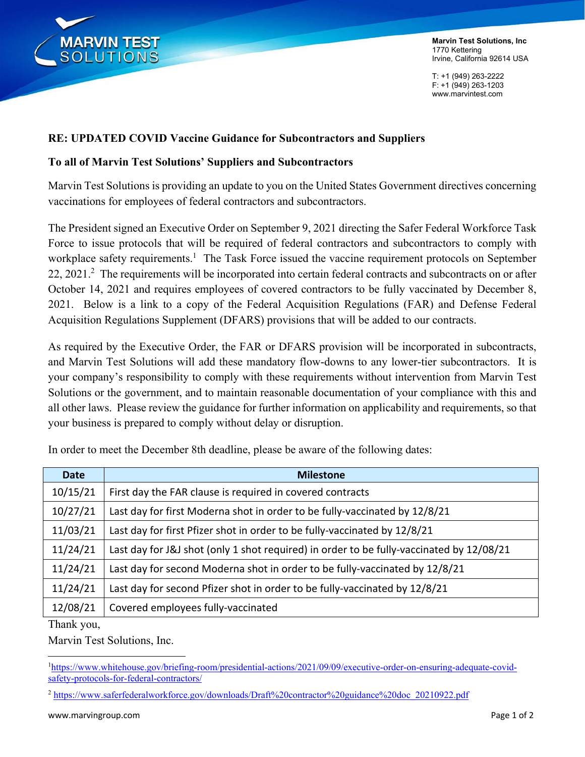Marvin Test Solutions, Inc
1770 Kettering
Irvine, California 92614 USA

T: +1 (949) 263-2222
F: +1 (949) 263-1203
www.marvintest.com

**RE: UPDATED COVID Vaccine Guidance for Subcontractors and Suppliers**

**To all of Marvin Test Solutions' Suppliers and Subcontractors**

Marvin Test Solutions is providing an update to you on the United States Government directives concerning vaccinations for employees of federal contractors and subcontractors.

The President signed an Executive Order on September 9, 2021 directing the Safer Federal Workforce Task Force to issue protocols that will be required of federal contractors and subcontractors to comply with workplace safety requirements.[1] The Task Force issued the vaccine requirement protocols on September 22, 2021.[2] The requirements will be incorporated into certain federal contracts and subcontracts on or after October 14, 2021 and requires employees of covered contractors to be fully vaccinated by December 8, 2021. Below is a link to a copy of the Federal Acquisition Regulations (FAR) and Defense Federal Acquisition Regulations Supplement (DFARS) provisions that will be added to our contracts.

As required by the Executive Order, the FAR or DFARS provision will be incorporated in subcontracts, and Marvin Test Solutions will add these mandatory flow-downs to any lower-tier subcontractors. It is your company's responsibility to comply with these requirements without intervention from Marvin Test Solutions or the government, and to maintain reasonable documentation of your compliance with this and all other laws. Please review the guidance for further information on applicability and requirements, so that your business is prepared to comply without delay or disruption.

In order to meet the December 8th deadline, please be aware of the following dates:

| Date | Milestone |
|---|---|
| 10/15/21 | First day the FAR clause is required in covered contracts |
| 10/27/21 | Last day for first Moderna shot in order to be fully-vaccinated by 12/8/21 |
| 11/03/21 | Last day for first Pfizer shot in order to be fully-vaccinated by 12/8/21 |
| 11/24/21 | Last day for J&J shot (only 1 shot required) in order to be fully-vaccinated by 12/08/21 |
| 11/24/21 | Last day for second Moderna shot in order to be fully-vaccinated by 12/8/21 |
| 11/24/21 | Last day for second Pfizer shot in order to be fully-vaccinated by 12/8/21 |
| 12/08/21 | Covered employees fully-vaccinated |

Thank you,

Marvin Test Solutions, Inc.

[1] https://www.whitehouse.gov/briefing-room/presidential-actions/2021/09/09/executive-order-on-ensuring-adequate-covid-safety-protocols-for-federal-contractors/

[2] https://www.saferfederalworkforce.gov/downloads/Draft%20contractor%20guidance%20doc_20210922.pdf

www.marvingroup.com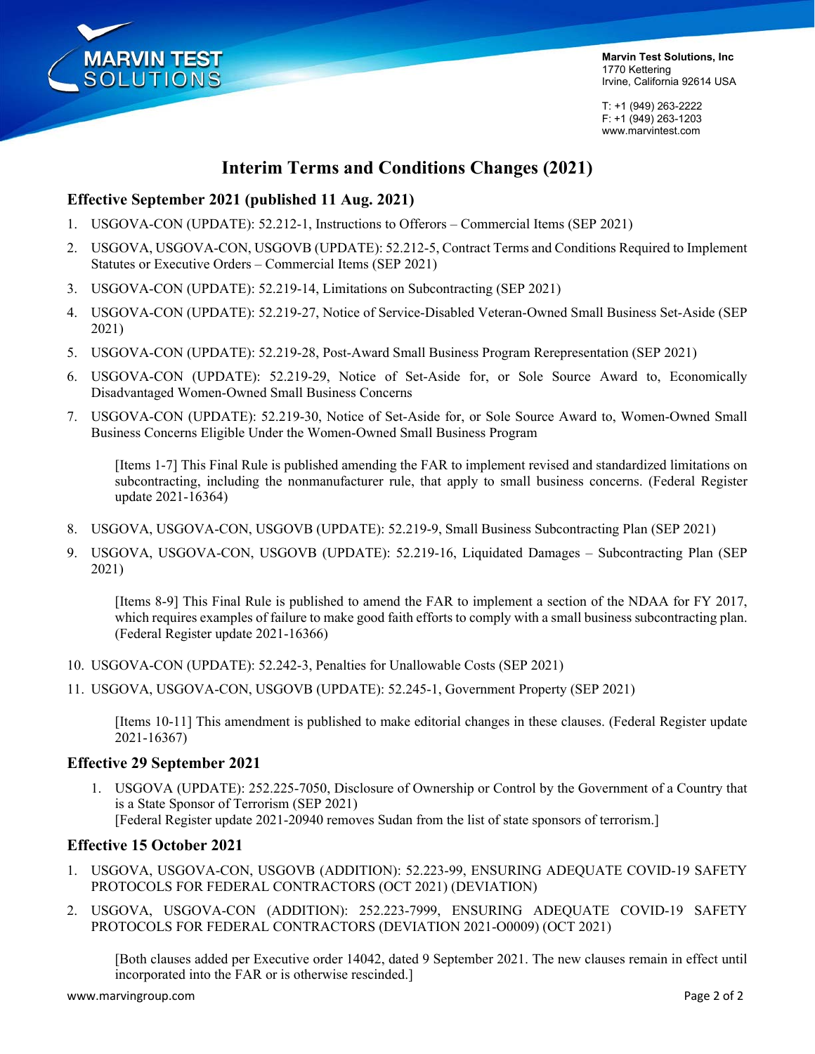Marvin Test Solutions, Inc
1770 Kettering
Irvine, California 92614 USA

T: +1 (949) 263-2222
F: +1 (949) 263-1203
www.marvintest.com

# Interim Terms and Conditions Changes (2021)

## Effective September 2021 (published 11 Aug. 2021)

1. USGOVA-CON (UPDATE): 52.212-1, Instructions to Offerors – Commercial Items (SEP 2021)
2. USGOVA, USGOVA-CON, USGOVB (UPDATE): 52.212-5, Contract Terms and Conditions Required to Implement Statutes or Executive Orders – Commercial Items (SEP 2021)
3. USGOVA-CON (UPDATE): 52.219-14, Limitations on Subcontracting (SEP 2021)
4. USGOVA-CON (UPDATE): 52.219-27, Notice of Service-Disabled Veteran-Owned Small Business Set-Aside (SEP 2021)
5. USGOVA-CON (UPDATE): 52.219-28, Post-Award Small Business Program Rerepresentation (SEP 2021)
6. USGOVA-CON (UPDATE): 52.219-29, Notice of Set-Aside for, or Sole Source Award to, Economically Disadvantaged Women-Owned Small Business Concerns
7. USGOVA-CON (UPDATE): 52.219-30, Notice of Set-Aside for, or Sole Source Award to, Women-Owned Small Business Concerns Eligible Under the Women-Owned Small Business Program

   [Items 1-7] This Final Rule is published amending the FAR to implement revised and standardized limitations on subcontracting, including the nonmanufacturer rule, that apply to small business concerns. (Federal Register update 2021-16364)

8. USGOVA, USGOVA-CON, USGOVB (UPDATE): 52.219-9, Small Business Subcontracting Plan (SEP 2021)
9. USGOVA, USGOVA-CON, USGOVB (UPDATE): 52.219-16, Liquidated Damages – Subcontracting Plan (SEP 2021)

   [Items 8-9] This Final Rule is published to amend the FAR to implement a section of the NDAA for FY 2017, which requires examples of failure to make good faith efforts to comply with a small business subcontracting plan. (Federal Register update 2021-16366)

10. USGOVA-CON (UPDATE): 52.242-3, Penalties for Unallowable Costs (SEP 2021)
11. USGOVA, USGOVA-CON, USGOVB (UPDATE): 52.245-1, Government Property (SEP 2021)

   [Items 10-11] This amendment is published to make editorial changes in these clauses. (Federal Register update 2021-16367)

## Effective 29 September 2021

1. USGOVA (UPDATE): 252.225-7050, Disclosure of Ownership or Control by the Government of a Country that is a State Sponsor of Terrorism (SEP 2021)
   [Federal Register update 2021-20940 removes Sudan from the list of state sponsors of terrorism.]

## Effective 15 October 2021

1. USGOVA, USGOVA-CON, USGOVB (ADDITION): 52.223-99, ENSURING ADEQUATE COVID-19 SAFETY PROTOCOLS FOR FEDERAL CONTRACTORS (OCT 2021) (DEVIATION)
2. USGOVA, USGOVA-CON (ADDITION): 252.223-7999, ENSURING ADEQUATE COVID-19 SAFETY PROTOCOLS FOR FEDERAL CONTRACTORS (DEVIATION 2021-O0009) (OCT 2021)

   [Both clauses added per Executive order 14042, dated 9 September 2021. The new clauses remain in effect until incorporated into the FAR or is otherwise rescinded.]

www.marvingroup.com